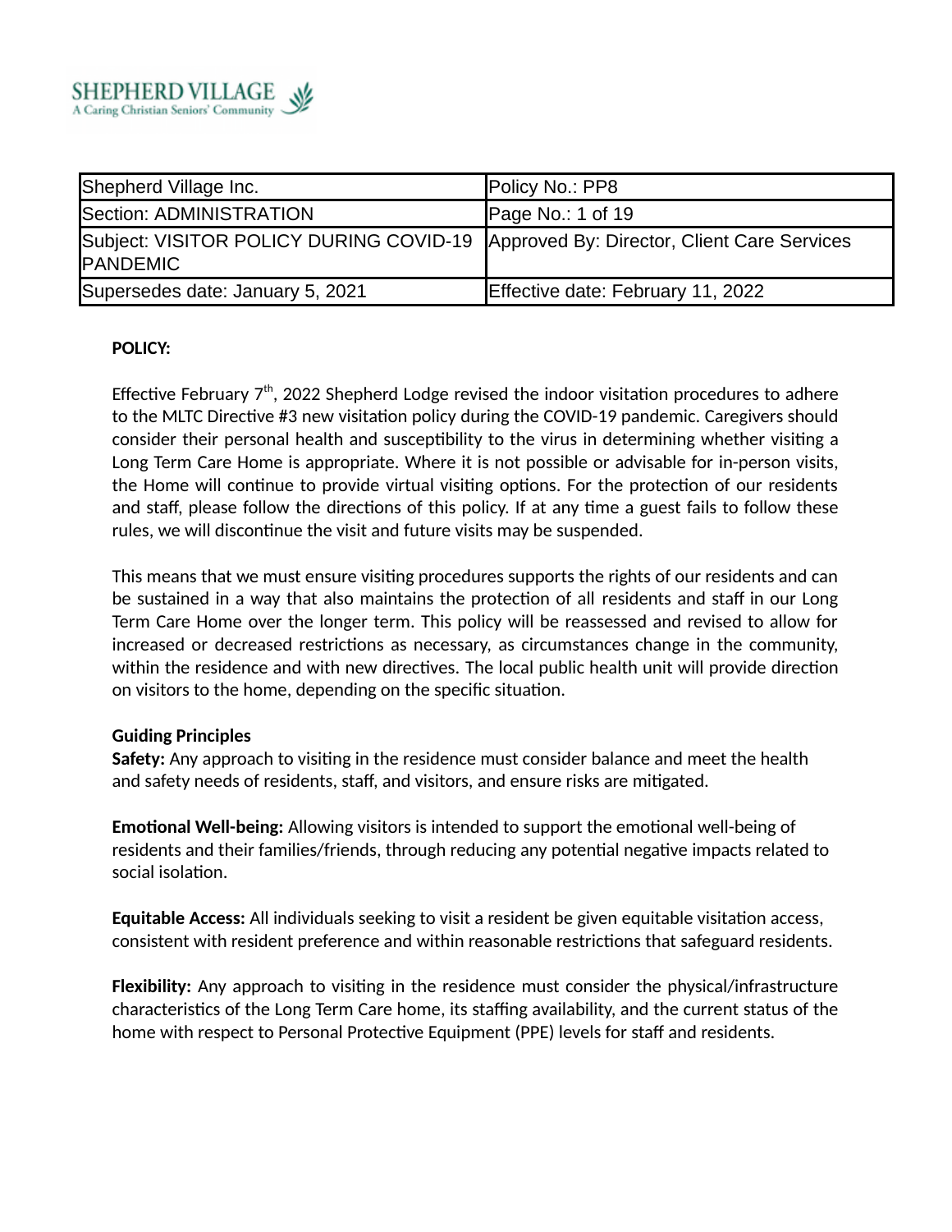SHEPHERD VILLAGE
A Caring Christian Seniors' Community

| Shepherd Village Inc. | Policy No.: PP8 |
| --- | --- |
| Section: ADMINISTRATION | Page No.: 1 of 19 |
| Subject: VISITOR POLICY DURING COVID-19 PANDEMIC | Approved By: Director, Client Care Services |
| Supersedes date: January 5, 2021 | Effective date: February 11, 2022 |

**POLICY:**

Effective February 7th, 2022 Shepherd Lodge revised the indoor visitation procedures to adhere to the MLTC Directive #3 new visitation policy during the COVID-19 pandemic. Caregivers should consider their personal health and susceptibility to the virus in determining whether visiting a Long Term Care Home is appropriate. Where it is not possible or advisable for in-person visits, the Home will continue to provide virtual visiting options. For the protection of our residents and staff, please follow the directions of this policy. If at any time a guest fails to follow these rules, we will discontinue the visit and future visits may be suspended.

This means that we must ensure visiting procedures supports the rights of our residents and can be sustained in a way that also maintains the protection of all residents and staff in our Long Term Care Home over the longer term. This policy will be reassessed and revised to allow for increased or decreased restrictions as necessary, as circumstances change in the community, within the residence and with new directives. The local public health unit will provide direction on visitors to the home, depending on the specific situation.

**Guiding Principles**

**Safety:** Any approach to visiting in the residence must consider balance and meet the health and safety needs of residents, staff, and visitors, and ensure risks are mitigated.

**Emotional Well-being:** Allowing visitors is intended to support the emotional well-being of residents and their families/friends, through reducing any potential negative impacts related to social isolation.

**Equitable Access:** All individuals seeking to visit a resident be given equitable visitation access, consistent with resident preference and within reasonable restrictions that safeguard residents.

**Flexibility:** Any approach to visiting in the residence must consider the physical/infrastructure characteristics of the Long Term Care home, its staffing availability, and the current status of the home with respect to Personal Protective Equipment (PPE) levels for staff and residents.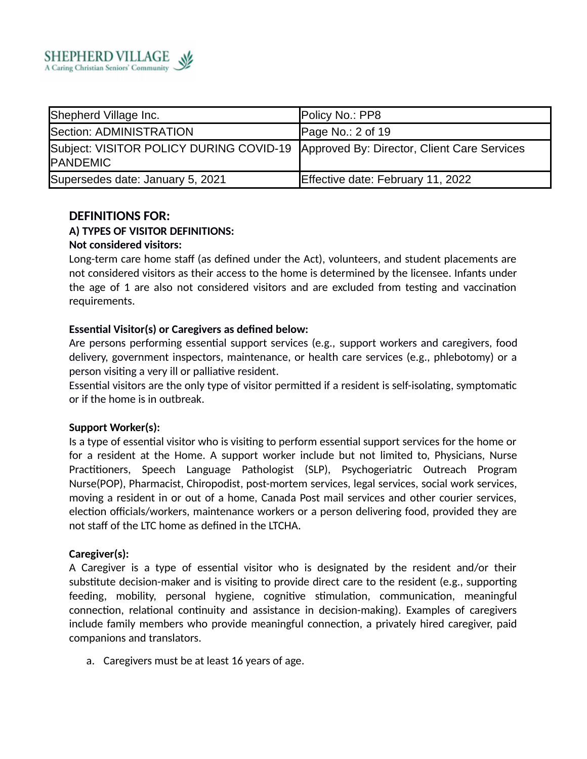| Shepherd Village Inc. | Policy No.: PP8 |
| --- | --- |
| Section: ADMINISTRATION | Page No.: 2 of 19 |
| Subject: VISITOR POLICY DURING COVID-19 PANDEMIC | Approved By: Director, Client Care Services |
| Supersedes date: January 5, 2021 | Effective date: February 11, 2022 |

## DEFINITIONS FOR:

### A) TYPES OF VISITOR DEFINITIONS:

**Not considered visitors:**

Long-term care home staff (as defined under the Act), volunteers, and student placements are not considered visitors as their access to the home is determined by the licensee. Infants under the age of 1 are also not considered visitors and are excluded from testing and vaccination requirements.

**Essential Visitor(s) or Caregivers as defined below:**

Are persons performing essential support services (e.g., support workers and caregivers, food delivery, government inspectors, maintenance, or health care services (e.g., phlebotomy) or a person visiting a very ill or palliative resident.

Essential visitors are the only type of visitor permitted if a resident is self-isolating, symptomatic or if the home is in outbreak.

**Support Worker(s):**

Is a type of essential visitor who is visiting to perform essential support services for the home or for a resident at the Home. A support worker include but not limited to, Physicians, Nurse Practitioners, Speech Language Pathologist (SLP), Psychogeriatric Outreach Program Nurse(POP), Pharmacist, Chiropodist, post-mortem services, legal services, social work services, moving a resident in or out of a home, Canada Post mail services and other courier services, election officials/workers, maintenance workers or a person delivering food, provided they are not staff of the LTC home as defined in the LTCHA.

**Caregiver(s):**

A Caregiver is a type of essential visitor who is designated by the resident and/or their substitute decision-maker and is visiting to provide direct care to the resident (e.g., supporting feeding, mobility, personal hygiene, cognitive stimulation, communication, meaningful connection, relational continuity and assistance in decision-making). Examples of caregivers include family members who provide meaningful connection, a privately hired caregiver, paid companions and translators.

a. Caregivers must be at least 16 years of age.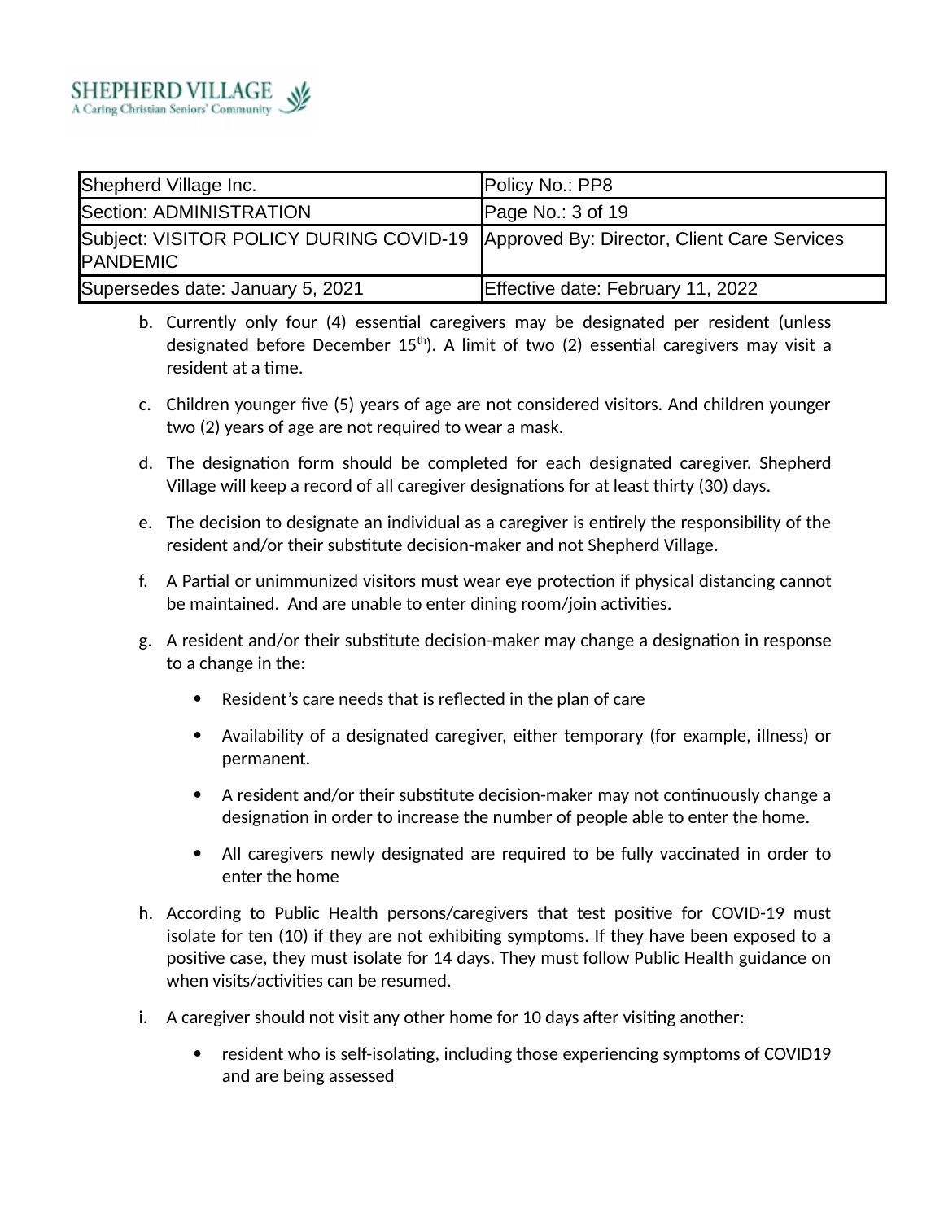| Shepherd Village Inc. | Policy No.: PP8 |
|---|---|
| Section: ADMINISTRATION | Page No.: 3 of 19 |
| Subject: VISITOR POLICY DURING COVID-19 PANDEMIC | Approved By: Director, Client Care Services |
| Supersedes date: January 5, 2021 | Effective date: February 11, 2022 |

b. Currently only four (4) essential caregivers may be designated per resident (unless designated before December 15th). A limit of two (2) essential caregivers may visit a resident at a time.

c. Children younger five (5) years of age are not considered visitors. And children younger two (2) years of age are not required to wear a mask.

d. The designation form should be completed for each designated caregiver. Shepherd Village will keep a record of all caregiver designations for at least thirty (30) days.

e. The decision to designate an individual as a caregiver is entirely the responsibility of the resident and/or their substitute decision-maker and not Shepherd Village.

f. A Partial or unimmunized visitors must wear eye protection if physical distancing cannot be maintained. And are unable to enter dining room/join activities.

g. A resident and/or their substitute decision-maker may change a designation in response to a change in the:
   - Resident's care needs that is reflected in the plan of care
   - Availability of a designated caregiver, either temporary (for example, illness) or permanent.
   - A resident and/or their substitute decision-maker may not continuously change a designation in order to increase the number of people able to enter the home.
   - All caregivers newly designated are required to be fully vaccinated in order to enter the home

h. According to Public Health persons/caregivers that test positive for COVID-19 must isolate for ten (10) if they are not exhibiting symptoms. If they have been exposed to a positive case, they must isolate for 14 days. They must follow Public Health guidance on when visits/activities can be resumed.

i. A caregiver should not visit any other home for 10 days after visiting another:
   - resident who is self-isolating, including those experiencing symptoms of COVID19 and are being assessed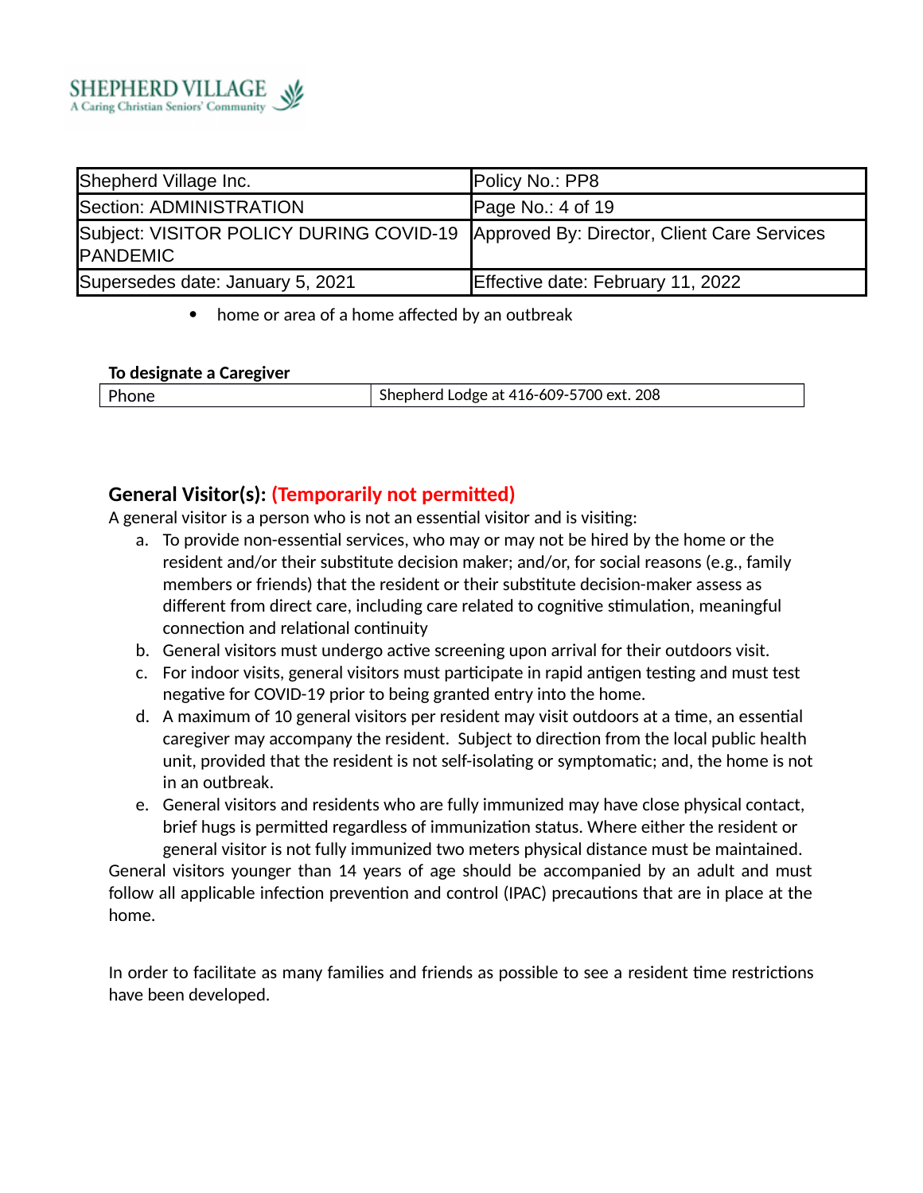- home or area of a home affected by an outbreak

**To designate a Caregiver**

| Phone | Shepherd Lodge at 416-609-5700 ext. 208 |
|---|---|

## General Visitor(s): (Temporarily not permitted)

A general visitor is a person who is not an essential visitor and is visiting:

a. To provide non-essential services, who may or may not be hired by the home or the resident and/or their substitute decision maker; and/or, for social reasons (e.g., family members or friends) that the resident or their substitute decision-maker assess as different from direct care, including care related to cognitive stimulation, meaningful connection and relational continuity
b. General visitors must undergo active screening upon arrival for their outdoors visit.
c. For indoor visits, general visitors must participate in rapid antigen testing and must test negative for COVID-19 prior to being granted entry into the home.
d. A maximum of 10 general visitors per resident may visit outdoors at a time, an essential caregiver may accompany the resident. Subject to direction from the local public health unit, provided that the resident is not self-isolating or symptomatic; and, the home is not in an outbreak.
e. General visitors and residents who are fully immunized may have close physical contact, brief hugs is permitted regardless of immunization status. Where either the resident or general visitor is not fully immunized two meters physical distance must be maintained.

General visitors younger than 14 years of age should be accompanied by an adult and must follow all applicable infection prevention and control (IPAC) precautions that are in place at the home.

In order to facilitate as many families and friends as possible to see a resident time restrictions have been developed.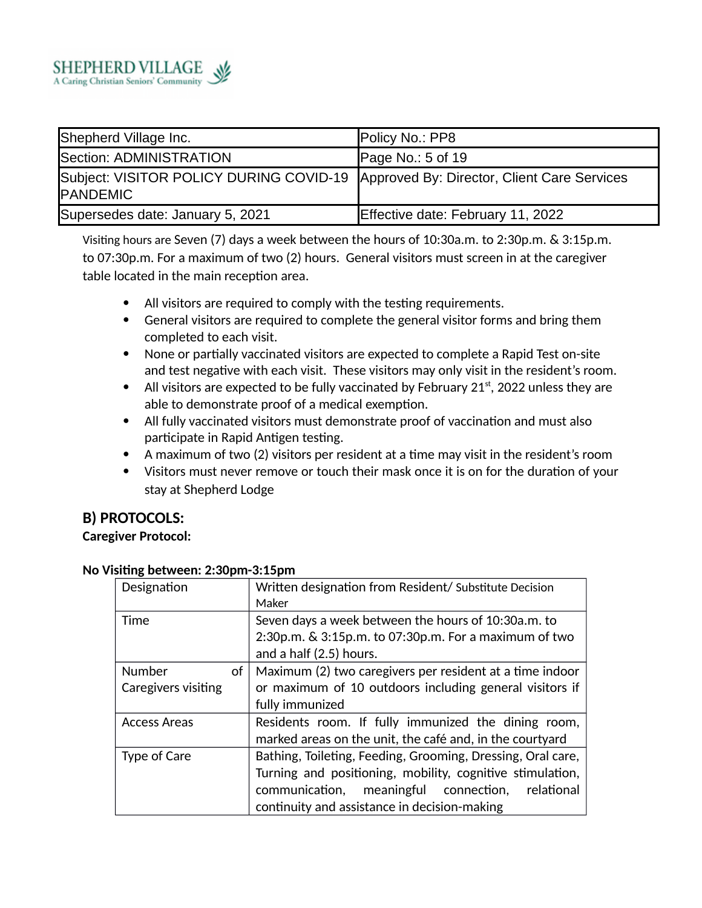| Shepherd Village Inc. | Policy No.: PP8 |
|---|---|
| Section: ADMINISTRATION | Page No.: 5 of 19 |
| Subject: VISITOR POLICY DURING COVID-19 PANDEMIC | Approved By: Director, Client Care Services |
| Supersedes date: January 5, 2021 | Effective date: February 11, 2022 |

Visiting hours are Seven (7) days a week between the hours of 10:30a.m. to 2:30p.m. & 3:15p.m. to 07:30p.m. For a maximum of two (2) hours. General visitors must screen in at the caregiver table located in the main reception area.

- All visitors are required to comply with the testing requirements.
- General visitors are required to complete the general visitor forms and bring them completed to each visit.
- None or partially vaccinated visitors are expected to complete a Rapid Test on-site and test negative with each visit. These visitors may only visit in the resident's room.
- All visitors are expected to be fully vaccinated by February 21st, 2022 unless they are able to demonstrate proof of a medical exemption.
- All fully vaccinated visitors must demonstrate proof of vaccination and must also participate in Rapid Antigen testing.
- A maximum of two (2) visitors per resident at a time may visit in the resident's room
- Visitors must never remove or touch their mask once it is on for the duration of your stay at Shepherd Lodge

## B) PROTOCOLS:

**Caregiver Protocol:**

**No Visiting between: 2:30pm-3:15pm**

| Designation | Written designation from Resident/ Substitute Decision Maker |
|---|---|
| Time | Seven days a week between the hours of 10:30a.m. to 2:30p.m. & 3:15p.m. to 07:30p.m. For a maximum of two and a half (2.5) hours. |
| Number of Caregivers visiting | Maximum (2) two caregivers per resident at a time indoor or maximum of 10 outdoors including general visitors if fully immunized |
| Access Areas | Residents room. If fully immunized the dining room, marked areas on the unit, the café and, in the courtyard |
| Type of Care | Bathing, Toileting, Feeding, Grooming, Dressing, Oral care, Turning and positioning, mobility, cognitive stimulation, communication, meaningful connection, relational continuity and assistance in decision-making |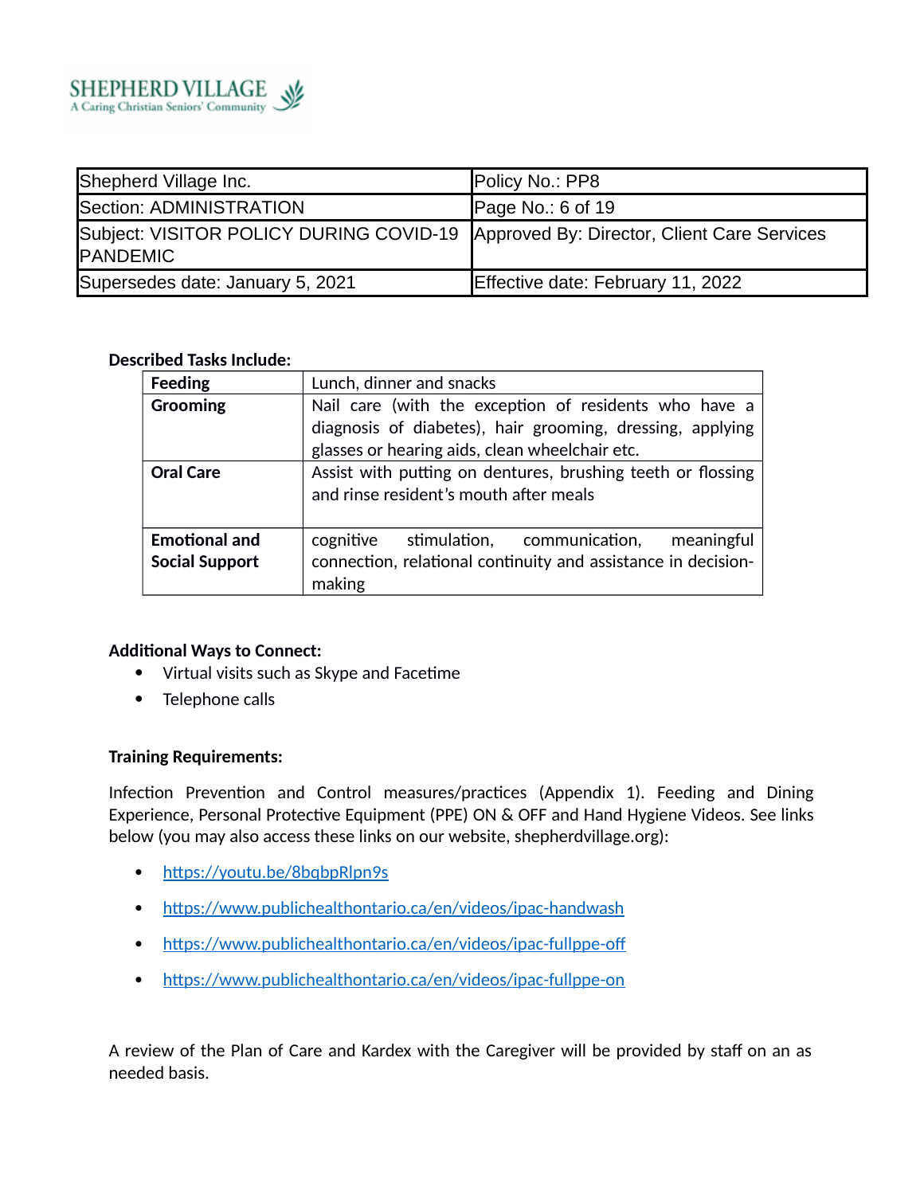SHEPHERD VILLAGE
A Caring Christian Seniors' Community

| Shepherd Village Inc. | Policy No.: PP8 |
|---|---|
| Section: ADMINISTRATION | Page No.: 6 of 19 |
| Subject: VISITOR POLICY DURING COVID-19 PANDEMIC | Approved By: Director, Client Care Services |
| Supersedes date: January 5, 2021 | Effective date: February 11, 2022 |

**Described Tasks Include:**

| **Feeding** | Lunch, dinner and snacks |
|---|---|
| **Grooming** | Nail care (with the exception of residents who have a diagnosis of diabetes), hair grooming, dressing, applying glasses or hearing aids, clean wheelchair etc. |
| **Oral Care** | Assist with putting on dentures, brushing teeth or flossing and rinse resident's mouth after meals |
| **Emotional and Social Support** | cognitive stimulation, communication, meaningful connection, relational continuity and assistance in decision-making |

**Additional Ways to Connect:**

- Virtual visits such as Skype and Facetime
- Telephone calls

**Training Requirements:**

Infection Prevention and Control measures/practices (Appendix 1). Feeding and Dining Experience, Personal Protective Equipment (PPE) ON & OFF and Hand Hygiene Videos. See links below (you may also access these links on our website, shepherdvillage.org):

- https://youtu.be/8bqbpRlpn9s
- https://www.publichealthontario.ca/en/videos/ipac-handwash
- https://www.publichealthontario.ca/en/videos/ipac-fullppe-off
- https://www.publichealthontario.ca/en/videos/ipac-fullppe-on

A review of the Plan of Care and Kardex with the Caregiver will be provided by staff on an as needed basis.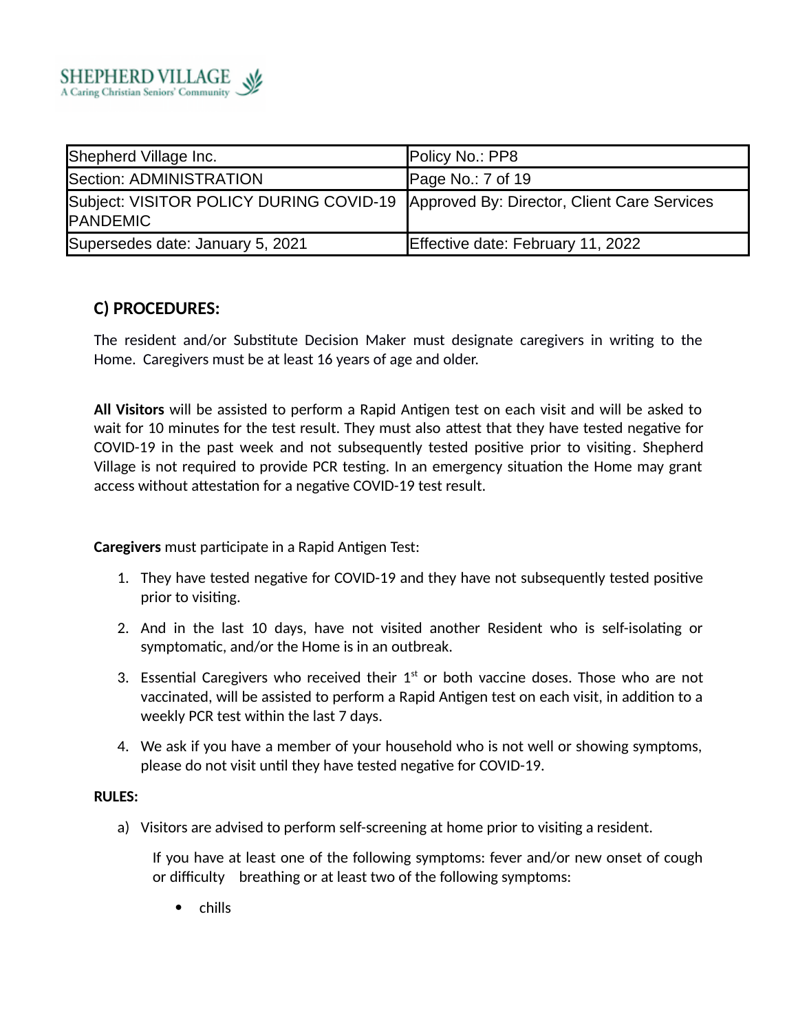| Shepherd Village Inc. | Policy No.: PP8 |
|---|---|
| Section: ADMINISTRATION | Page No.: 7 of 19 |
| Subject: VISITOR POLICY DURING COVID-19 PANDEMIC | Approved By: Director, Client Care Services |
| Supersedes date: January 5, 2021 | Effective date: February 11, 2022 |

## C) PROCEDURES:

The resident and/or Substitute Decision Maker must designate caregivers in writing to the Home. Caregivers must be at least 16 years of age and older.

**All Visitors** will be assisted to perform a Rapid Antigen test on each visit and will be asked to wait for 10 minutes for the test result. They must also attest that they have tested negative for COVID-19 in the past week and not subsequently tested positive prior to visiting. Shepherd Village is not required to provide PCR testing. In an emergency situation the Home may grant access without attestation for a negative COVID-19 test result.

**Caregivers** must participate in a Rapid Antigen Test:

1. They have tested negative for COVID-19 and they have not subsequently tested positive prior to visiting.
2. And in the last 10 days, have not visited another Resident who is self-isolating or symptomatic, and/or the Home is in an outbreak.
3. Essential Caregivers who received their 1st or both vaccine doses. Those who are not vaccinated, will be assisted to perform a Rapid Antigen test on each visit, in addition to a weekly PCR test within the last 7 days.
4. We ask if you have a member of your household who is not well or showing symptoms, please do not visit until they have tested negative for COVID-19.

**RULES:**

a) Visitors are advised to perform self-screening at home prior to visiting a resident.

   If you have at least one of the following symptoms: fever and/or new onset of cough or difficulty breathing or at least two of the following symptoms:

   - chills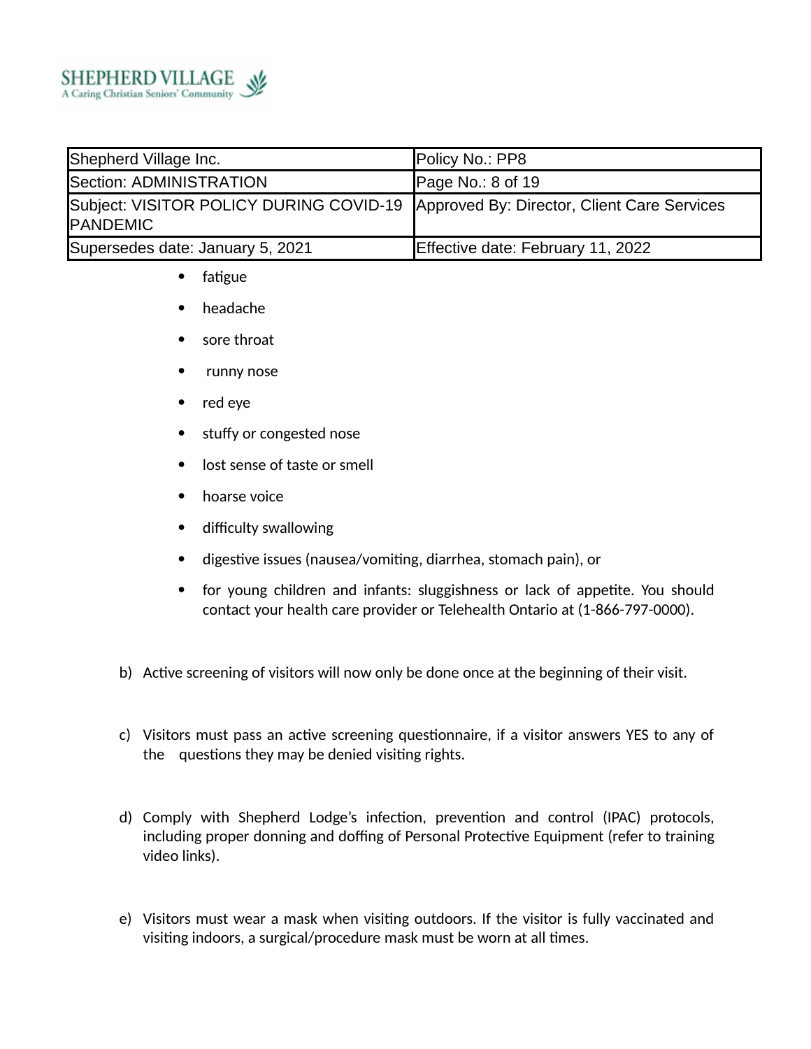- fatigue
- headache
- sore throat
- runny nose
- red eye
- stuffy or congested nose
- lost sense of taste or smell
- hoarse voice
- difficulty swallowing
- digestive issues (nausea/vomiting, diarrhea, stomach pain), or
- for young children and infants: sluggishness or lack of appetite. You should contact your health care provider or Telehealth Ontario at (1-866-797-0000).

b) Active screening of visitors will now only be done once at the beginning of their visit.

c) Visitors must pass an active screening questionnaire, if a visitor answers YES to any of the questions they may be denied visiting rights.

d) Comply with Shepherd Lodge's infection, prevention and control (IPAC) protocols, including proper donning and doffing of Personal Protective Equipment (refer to training video links).

e) Visitors must wear a mask when visiting outdoors. If the visitor is fully vaccinated and visiting indoors, a surgical/procedure mask must be worn at all times.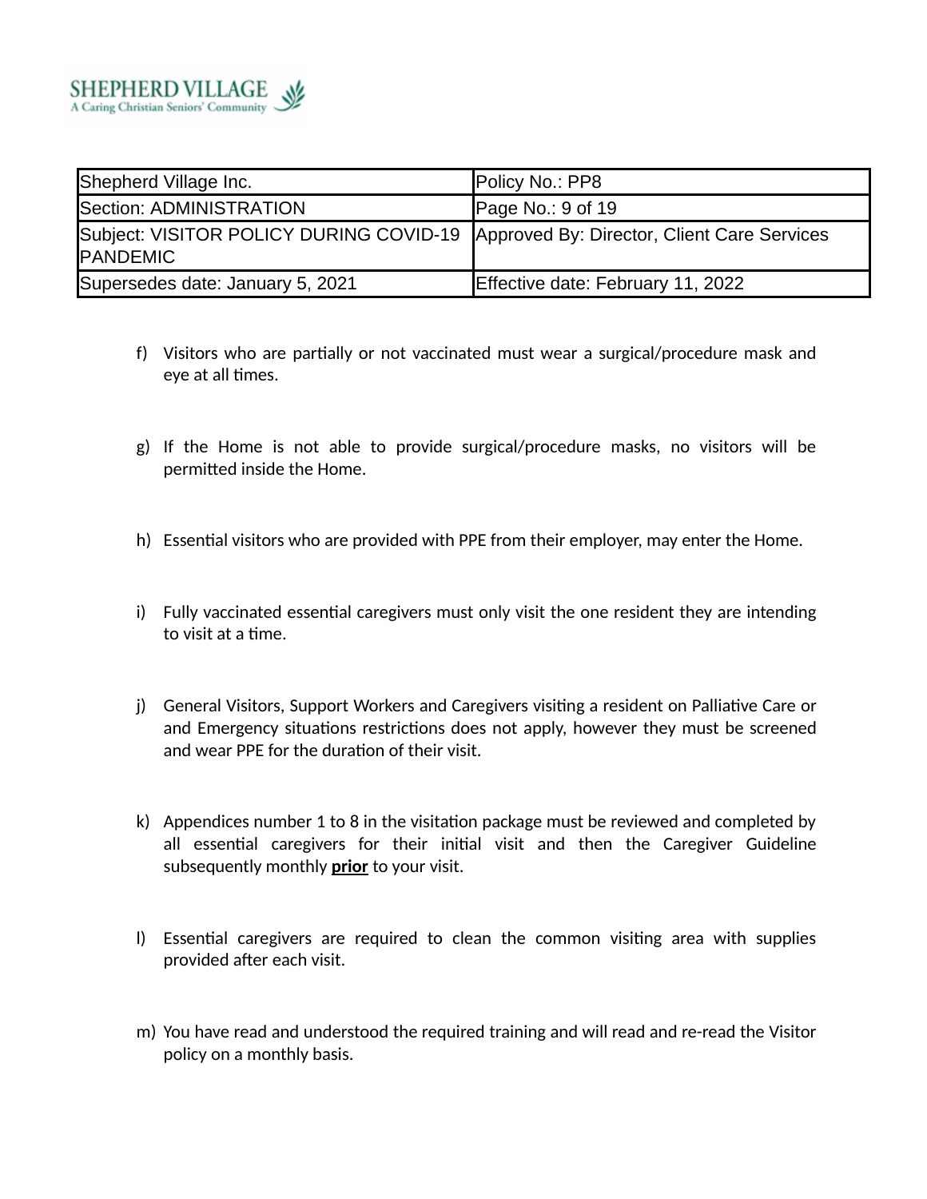| Shepherd Village Inc. | Policy No.: PP8 |
|---|---|
| Section: ADMINISTRATION | Page No.: 9 of 19 |
| Subject: VISITOR POLICY DURING COVID-19 PANDEMIC | Approved By: Director, Client Care Services |
| Supersedes date: January 5, 2021 | Effective date: February 11, 2022 |

f) Visitors who are partially or not vaccinated must wear a surgical/procedure mask and eye at all times.

g) If the Home is not able to provide surgical/procedure masks, no visitors will be permitted inside the Home.

h) Essential visitors who are provided with PPE from their employer, may enter the Home.

i) Fully vaccinated essential caregivers must only visit the one resident they are intending to visit at a time.

j) General Visitors, Support Workers and Caregivers visiting a resident on Palliative Care or and Emergency situations restrictions does not apply, however they must be screened and wear PPE for the duration of their visit.

k) Appendices number 1 to 8 in the visitation package must be reviewed and completed by all essential caregivers for their initial visit and then the Caregiver Guideline subsequently monthly **prior** to your visit.

l) Essential caregivers are required to clean the common visiting area with supplies provided after each visit.

m) You have read and understood the required training and will read and re-read the Visitor policy on a monthly basis.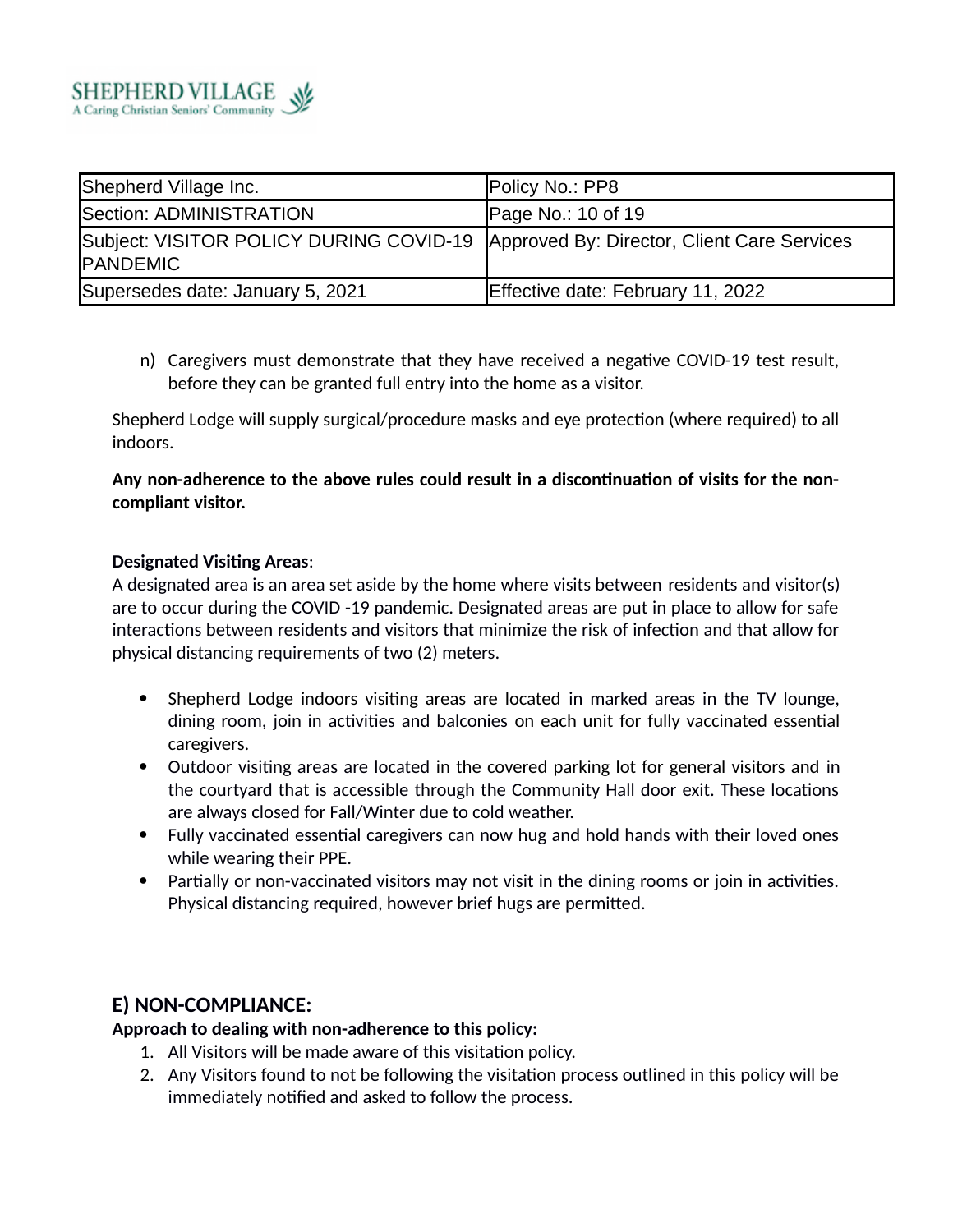| Shepherd Village Inc. | Policy No.: PP8 |
|---|---|
| Section: ADMINISTRATION | Page No.: 10 of 19 |
| Subject: VISITOR POLICY DURING COVID-19 PANDEMIC | Approved By: Director, Client Care Services |
| Supersedes date: January 5, 2021 | Effective date: February 11, 2022 |

n) Caregivers must demonstrate that they have received a negative COVID-19 test result, before they can be granted full entry into the home as a visitor.

Shepherd Lodge will supply surgical/procedure masks and eye protection (where required) to all indoors.

**Any non-adherence to the above rules could result in a discontinuation of visits for the non-compliant visitor.**

**Designated Visiting Areas**:
A designated area is an area set aside by the home where visits between residents and visitor(s) are to occur during the COVID -19 pandemic. Designated areas are put in place to allow for safe interactions between residents and visitors that minimize the risk of infection and that allow for physical distancing requirements of two (2) meters.

- Shepherd Lodge indoors visiting areas are located in marked areas in the TV lounge, dining room, join in activities and balconies on each unit for fully vaccinated essential caregivers.
- Outdoor visiting areas are located in the covered parking lot for general visitors and in the courtyard that is accessible through the Community Hall door exit. These locations are always closed for Fall/Winter due to cold weather.
- Fully vaccinated essential caregivers can now hug and hold hands with their loved ones while wearing their PPE.
- Partially or non-vaccinated visitors may not visit in the dining rooms or join in activities. Physical distancing required, however brief hugs are permitted.

## E) NON-COMPLIANCE:

**Approach to dealing with non-adherence to this policy:**

1. All Visitors will be made aware of this visitation policy.
2. Any Visitors found to not be following the visitation process outlined in this policy will be immediately notified and asked to follow the process.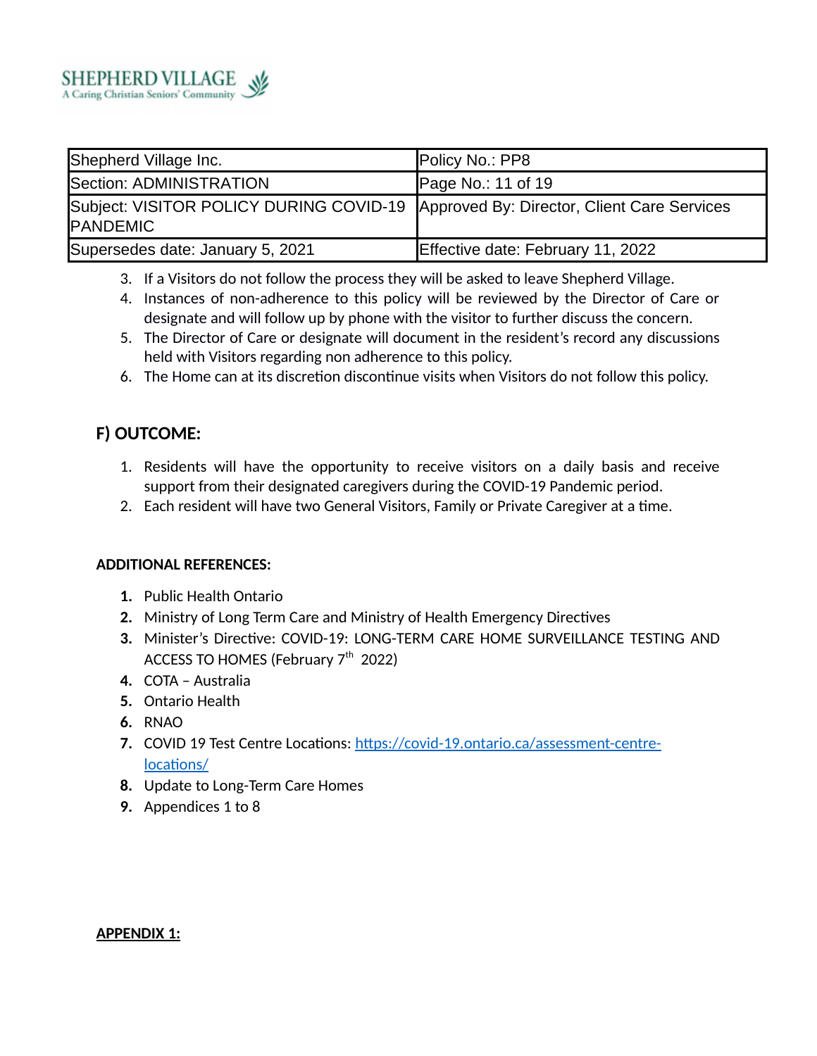3. If a Visitors do not follow the process they will be asked to leave Shepherd Village.
4. Instances of non-adherence to this policy will be reviewed by the Director of Care or designate and will follow up by phone with the visitor to further discuss the concern.
5. The Director of Care or designate will document in the resident's record any discussions held with Visitors regarding non adherence to this policy.
6. The Home can at its discretion discontinue visits when Visitors do not follow this policy.

## F) OUTCOME:

1. Residents will have the opportunity to receive visitors on a daily basis and receive support from their designated caregivers during the COVID-19 Pandemic period.
2. Each resident will have two General Visitors, Family or Private Caregiver at a time.

**ADDITIONAL REFERENCES:**

1. Public Health Ontario
2. Ministry of Long Term Care and Ministry of Health Emergency Directives
3. Minister's Directive: COVID-19: LONG-TERM CARE HOME SURVEILLANCE TESTING AND ACCESS TO HOMES (February 7th 2022)
4. COTA – Australia
5. Ontario Health
6. RNAO
7. COVID 19 Test Centre Locations: [https://covid-19.ontario.ca/assessment-centre-locations/](https://covid-19.ontario.ca/assessment-centre-locations/)
8. Update to Long-Term Care Homes
9. Appendices 1 to 8

**APPENDIX 1:**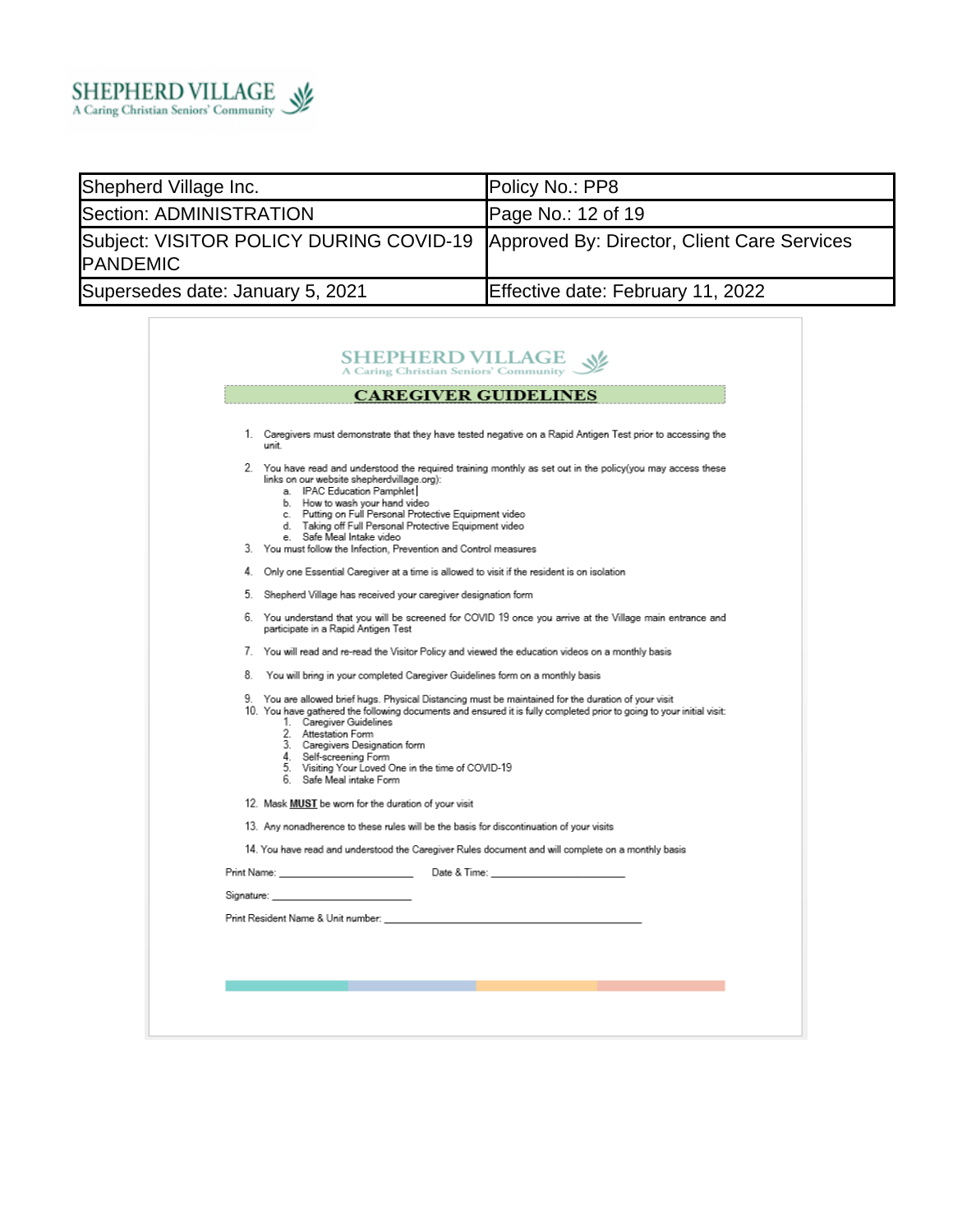SHEPHERD VILLAGE
A Caring Christian Seniors' Community

| Shepherd Village Inc. | Policy No.: PP8 |
| --- | --- |
| Section: ADMINISTRATION | Page No.: 12 of 19 |
| Subject: VISITOR POLICY DURING COVID-19 PANDEMIC | Approved By: Director, Client Care Services |
| Supersedes date: January 5, 2021 | Effective date: February 11, 2022 |

SHEPHERD VILLAGE
A Caring Christian Seniors' Community

## CAREGIVER GUIDELINES

1. Caregivers must demonstrate that they have tested negative on a Rapid Antigen Test prior to accessing the unit.
2. You have read and understood the required training monthly as set out in the policy(you may access these links on our website shepherdvillage.org):
   a. IPAC Education Pamphlet
   b. How to wash your hand video
   c. Putting on Full Personal Protective Equipment video
   d. Taking off Full Personal Protective Equipment video
   e. Safe Meal Intake video
3. You must follow the Infection, Prevention and Control measures
4. Only one Essential Caregiver at a time is allowed to visit if the resident is on isolation
5. Shepherd Village has received your caregiver designation form
6. You understand that you will be screened for COVID 19 once you arrive at the Village main entrance and participate in a Rapid Antigen Test
7. You will read and re-read the Visitor Policy and viewed the education videos on a monthly basis
8. You will bring in your completed Caregiver Guidelines form on a monthly basis
9. You are allowed brief hugs. Physical Distancing must be maintained for the duration of your visit
10. You have gathered the following documents and ensured it is fully completed prior to going to your initial visit:
    1. Caregiver Guidelines
    2. Attestation Form
    3. Caregivers Designation form
    4. Self-screening Form
    5. Visiting Your Loved One in the time of COVID-19
    6. Safe Meal intake Form

12. Mask **MUST** be worn for the duration of your visit
13. Any nonadherence to these rules will be the basis for discontinuation of your visits
14. You have read and understood the Caregiver Rules document and will complete on a monthly basis

Print Name: ______________________ Date & Time: ______________________

Signature: ______________________

Print Resident Name & Unit number: ________________________________________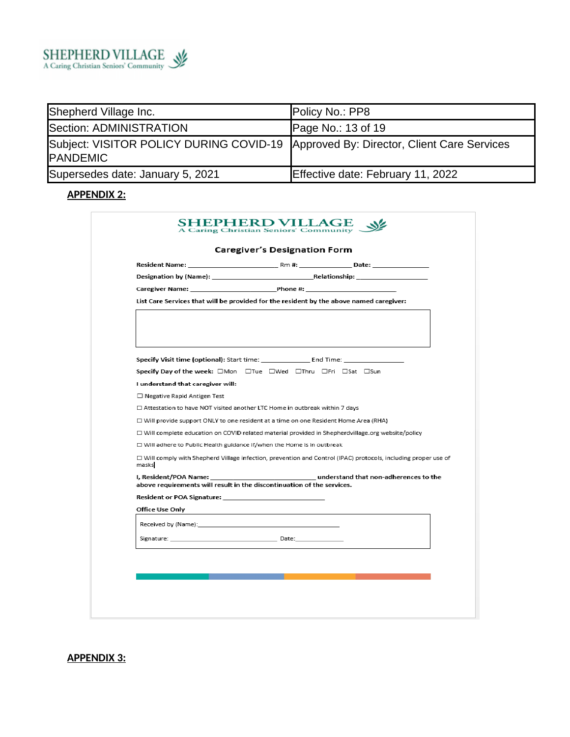SHEPHERD VILLAGE
A Caring Christian Seniors' Community

| Shepherd Village Inc. | Policy No.: PP8 |
|---|---|
| Section: ADMINISTRATION | Page No.: 13 of 19 |
| Subject: VISITOR POLICY DURING COVID-19 PANDEMIC | Approved By: Director, Client Care Services |
| Supersedes date: January 5, 2021 | Effective date: February 11, 2022 |

**APPENDIX 2:**

SHEPHERD VILLAGE
A Caring Christian Seniors' Community

## Caregiver's Designation Form

**Resident Name:** ________________________ Rm #: ______________ **Date:** _______________

**Designation by (Name):** ______________________________**Relationship:** __________________

**Caregiver Name:** ______________________**Phone #:** _________________________

**List Care Services that will be provided for the resident by the above named caregiver:**

|   |
|---|
|   |

**Specify Visit time (optional):** Start time: _____________ End Time: ________________

**Specify Day of the week:** ☐Mon ☐Tue ☐Wed ☐Thru ☐Fri ☐Sat ☐Sun

**I understand that caregiver will:**

☐ Negative Rapid Antigen Test

☐ Attestation to have NOT visited another LTC Home in outbreak within 7 days

☐ Will provide support ONLY to one resident at a time on one Resident Home Area (RHA)

☐ Will complete education on COVID related material provided in Shepherdvillage.org website/policy

☐ Will adhere to Public Health guidance if/when the Home is in outbreak

☐ Will comply with Shepherd Village infection, prevention and Control (IPAC) protocols, including proper use of masks

**I, Resident/POA Name:** ____________________________ **understand that non-adherences to the above requirements will result in the discontinuation of the services.**

**Resident or POA Signature:** ____________________________

Office Use Only

Received by (Name):____________________________________________

Signature: ______________________________ Date:_____________

**APPENDIX 3:**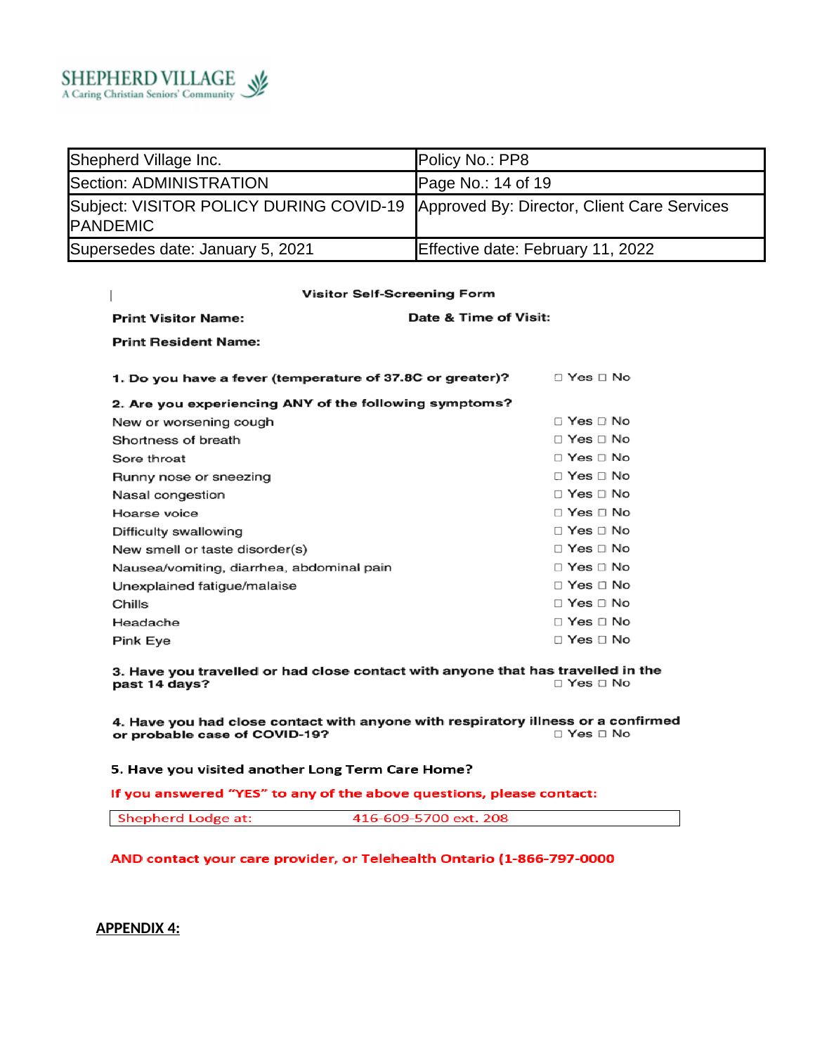SHEPHERD VILLAGE
A Caring Christian Seniors' Community

| Shepherd Village Inc. | Policy No.: PP8 |
|---|---|
| Section: ADMINISTRATION | Page No.: 14 of 19 |
| Subject: VISITOR POLICY DURING COVID-19 PANDEMIC | Approved By: Director, Client Care Services |
| Supersedes date: January 5, 2021 | Effective date: February 11, 2022 |

## Visitor Self-Screening Form

**Print Visitor Name:** **Date & Time of Visit:**

**Print Resident Name:**

**1. Do you have a fever (temperature of 37.8C or greater)?** ☐ Yes ☐ No

**2. Are you experiencing ANY of the following symptoms?**

| Symptom | |
|---|---|
| New or worsening cough | ☐ Yes ☐ No |
| Shortness of breath | ☐ Yes ☐ No |
| Sore throat | ☐ Yes ☐ No |
| Runny nose or sneezing | ☐ Yes ☐ No |
| Nasal congestion | ☐ Yes ☐ No |
| Hoarse voice | ☐ Yes ☐ No |
| Difficulty swallowing | ☐ Yes ☐ No |
| New smell or taste disorder(s) | ☐ Yes ☐ No |
| Nausea/vomiting, diarrhea, abdominal pain | ☐ Yes ☐ No |
| Unexplained fatigue/malaise | ☐ Yes ☐ No |
| Chills | ☐ Yes ☐ No |
| Headache | ☐ Yes ☐ No |
| Pink Eye | ☐ Yes ☐ No |

**3. Have you travelled or had close contact with anyone that has travelled in the past 14 days?** ☐ Yes ☐ No

**4. Have you had close contact with anyone with respiratory illness or a confirmed or probable case of COVID-19?** ☐ Yes ☐ No

**5. Have you visited another Long Term Care Home?**

**If you answered "YES" to any of the above questions, please contact:**

| Shepherd Lodge at: | 416-609-5700 ext. 208 |
|---|---|

**AND contact your care provider, or Telehealth Ontario (1-866-797-0000**

**APPENDIX 4:**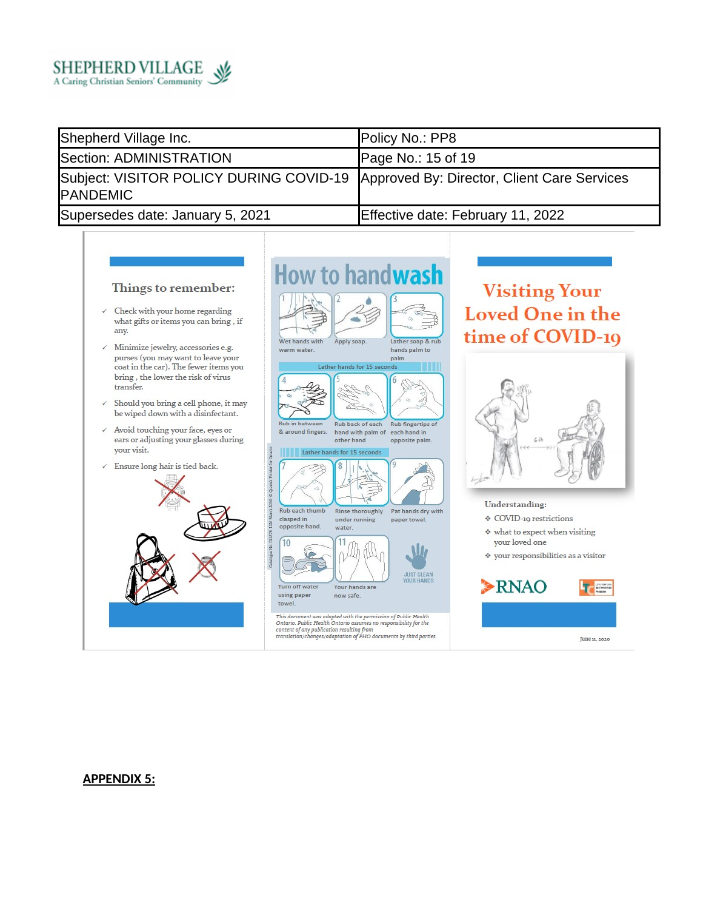SHEPHERD VILLAGE
A Caring Christian Seniors' Community

| Shepherd Village Inc. | Policy No.: PP8 |
|---|---|
| Section: ADMINISTRATION | Page No.: 15 of 19 |
| Subject: VISITOR POLICY DURING COVID-19 PANDEMIC | Approved By: Director, Client Care Services |
| Supersedes date: January 5, 2021 | Effective date: February 11, 2022 |

### Things to remember:

- ✓ Check with your home regarding what gifts or items you can bring , if any.
- ✓ Minimize jewelry, accessories e.g. purses (you may want to leave your coat in the car). The fewer items you bring , the lower the risk of virus transfer.
- ✓ Should you bring a cell phone, it may be wiped down with a disinfectant.
- ✓ Avoid touching your face, eyes or ears or adjusting your glasses during your visit.
- ✓ Ensure long hair is tied back.

### How to handwash

1. Wet hands with warm water.
2. Apply soap.
3. Lather soap & rub hands palm to palm

Lather hands for 15 seconds

4. Rub in between & around fingers.
5. Rub back of each hand with palm of other hand
6. Rub fingertips of each hand in opposite palm.

Lather hands for 15 seconds

7. Rub each thumb clasped in opposite hand.
8. Rinse thoroughly under running water.
9. Pat hands dry with paper towel.
10. Turn off water using paper towel.
11. Your hands are now safe.

JUST CLEAN YOUR HANDS

*This document was adapted with the permission of Public Health Ontario. Public Health Ontario assumes no responsibility for the content of any publication resulting from translation/changes/adaptation of PHO documents by third parties.*

## Visiting Your Loved One in the time of COVID-19

Understanding:

- ❖ COVID-19 restrictions
- ❖ what to expect when visiting your loved one
- ❖ your responsibilities as a visitor

RNAO

June 11, 2020

**APPENDIX 5:**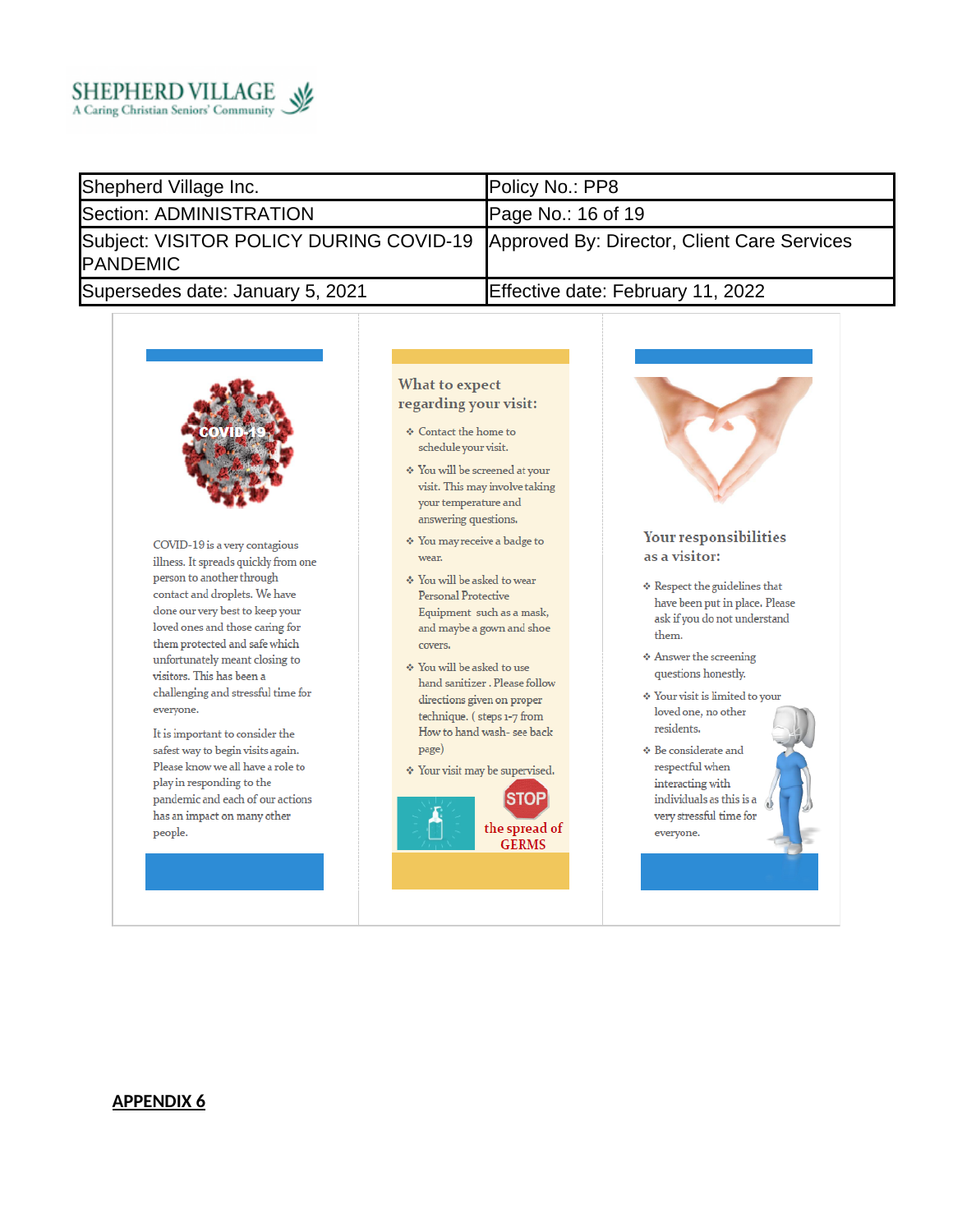SHEPHERD VILLAGE
A Caring Christian Seniors' Community

| Shepherd Village Inc. | Policy No.: PP8 |
|---|---|
| Section: ADMINISTRATION | Page No.: 16 of 19 |
| Subject: VISITOR POLICY DURING COVID-19 PANDEMIC | Approved By: Director, Client Care Services |
| Supersedes date: January 5, 2021 | Effective date: February 11, 2022 |

COVID-19

COVID-19 is a very contagious illness. It spreads quickly from one person to another through contact and droplets. We have done our very best to keep your loved ones and those caring for them protected and safe which unfortunately meant closing to visitors. This has been a challenging and stressful time for everyone.

It is important to consider the safest way to begin visits again. Please know we all have a role to play in responding to the pandemic and each of our actions has an impact on many other people.

### What to expect regarding your visit:

- Contact the home to schedule your visit.
- You will be screened at your visit. This may involve taking your temperature and answering questions.
- You may receive a badge to wear.
- You will be asked to wear Personal Protective Equipment such as a mask, and maybe a gown and shoe covers.
- You will be asked to use hand sanitizer . Please follow directions given on proper technique. ( steps 1-7 from How to hand wash- see back page)
- Your visit may be supervised.

STOP the spread of GERMS

### Your responsibilities as a visitor:

- Respect the guidelines that have been put in place. Please ask if you do not understand them.
- Answer the screening questions honestly.
- Your visit is limited to your loved one, no other residents.
- Be considerate and respectful when interacting with individuals as this is a very stressful time for everyone.

**APPENDIX 6**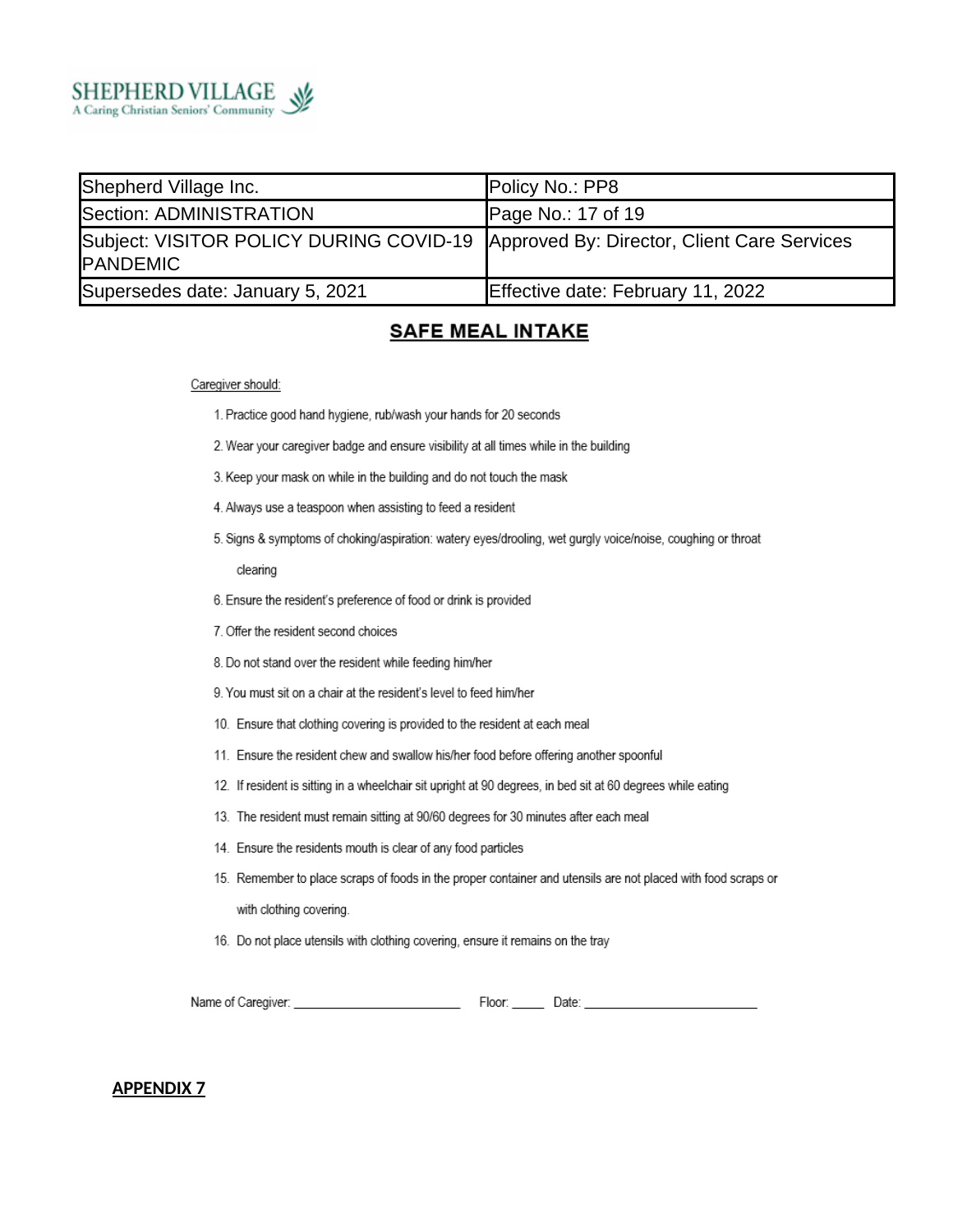SHEPHERD VILLAGE
A Caring Christian Seniors' Community

| Shepherd Village Inc. | Policy No.: PP8 |
|---|---|
| Section: ADMINISTRATION | Page No.: 17 of 19 |
| Subject: VISITOR POLICY DURING COVID-19 PANDEMIC | Approved By: Director, Client Care Services |
| Supersedes date: January 5, 2021 | Effective date: February 11, 2022 |

## SAFE MEAL INTAKE

Caregiver should:

1. Practice good hand hygiene, rub/wash your hands for 20 seconds
2. Wear your caregiver badge and ensure visibility at all times while in the building
3. Keep your mask on while in the building and do not touch the mask
4. Always use a teaspoon when assisting to feed a resident
5. Signs & symptoms of choking/aspiration: watery eyes/drooling, wet gurgly voice/noise, coughing or throat clearing
6. Ensure the resident's preference of food or drink is provided
7. Offer the resident second choices
8. Do not stand over the resident while feeding him/her
9. You must sit on a chair at the resident's level to feed him/her
10. Ensure that clothing covering is provided to the resident at each meal
11. Ensure the resident chew and swallow his/her food before offering another spoonful
12. If resident is sitting in a wheelchair sit upright at 90 degrees, in bed sit at 60 degrees while eating
13. The resident must remain sitting at 90/60 degrees for 30 minutes after each meal
14. Ensure the residents mouth is clear of any food particles
15. Remember to place scraps of foods in the proper container and utensils are not placed with food scraps or with clothing covering.
16. Do not place utensils with clothing covering, ensure it remains on the tray

Name of Caregiver: ______________________ Floor: _____ Date: ______________________

**APPENDIX 7**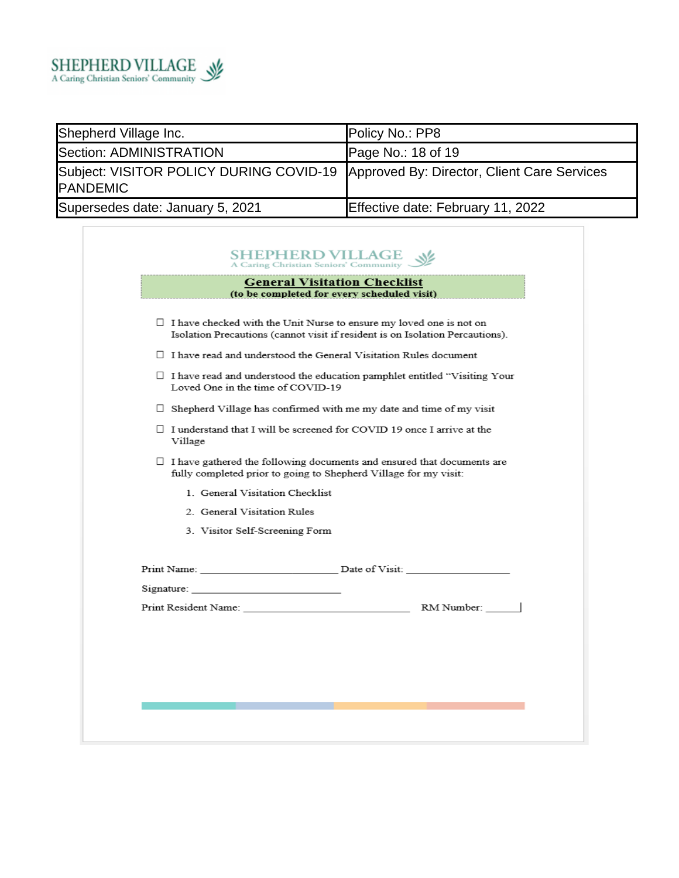SHEPHERD VILLAGE
A Caring Christian Seniors' Community

| Shepherd Village Inc. | Policy No.: PP8 |
|---|---|
| Section: ADMINISTRATION | Page No.: 18 of 19 |
| Subject: VISITOR POLICY DURING COVID-19 PANDEMIC | Approved By: Director, Client Care Services |
| Supersedes date: January 5, 2021 | Effective date: February 11, 2022 |

SHEPHERD VILLAGE
A Caring Christian Seniors' Community

## General Visitation Checklist

**(to be completed for every scheduled visit)**

- ☐ I have checked with the Unit Nurse to ensure my loved one is not on Isolation Precautions (cannot visit if resident is on Isolation Percautions).
- ☐ I have read and understood the General Visitation Rules document
- ☐ I have read and understood the education pamphlet entitled "Visiting Your Loved One in the time of COVID-19
- ☐ Shepherd Village has confirmed with me my date and time of my visit
- ☐ I understand that I will be screened for COVID 19 once I arrive at the Village
- ☐ I have gathered the following documents and ensured that documents are fully completed prior to going to Shepherd Village for my visit:
  1. General Visitation Checklist
  2. General Visitation Rules
  3. Visitor Self-Screening Form

Print Name: ________________________ Date of Visit: __________________

Signature: __________________________

Print Resident Name: _____________________________ RM Number: ______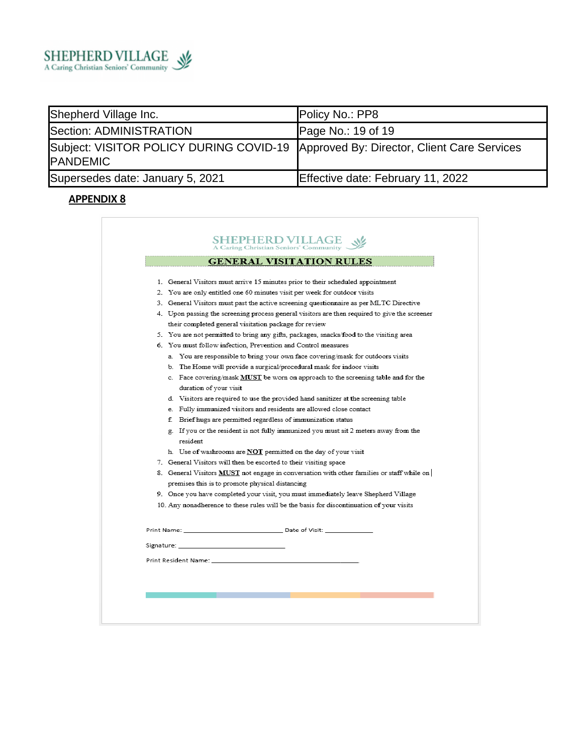SHEPHERD VILLAGE
A Caring Christian Seniors' Community

| | |
|---|---|
| Shepherd Village Inc. | Policy No.: PP8 |
| Section: ADMINISTRATION | Page No.: 19 of 19 |
| Subject: VISITOR POLICY DURING COVID-19 PANDEMIC | Approved By: Director, Client Care Services |
| Supersedes date: January 5, 2021 | Effective date: February 11, 2022 |

**APPENDIX 8**

SHEPHERD VILLAGE
A Caring Christian Seniors' Community

## GENERAL VISITATION RULES

1. General Visitors must arrive 15 minutes prior to their scheduled appointment
2. You are only entitled one 60 minutes visit per week for outdoor visits
3. General Visitors must past the active screening questionnaire as per MLTC Directive
4. Upon passing the screening process general visitors are then required to give the screener their completed general visitation package for review
5. You are not permitted to bring any gifts, packages, snacks/food to the visiting area
6. You must follow infection, Prevention and Control measures
   a. You are responsible to bring your own face covering/mask for outdoors visits
   b. The Home will provide a surgical/procedural mask for indoor visits
   c. Face covering/mask **MUST** be worn on approach to the screening table and for the duration of your visit
   d. Visitors are required to use the provided hand sanitizer at the screening table
   e. Fully immunized visitors and residents are allowed close contact
   f. Brief hugs are permitted regardless of immunization status
   g. If you or the resident is not fully immunized you must sit 2 meters away from the resident
   h. Use of washrooms are **NOT** permitted on the day of your visit
7. General Visitors will then be escorted to their visiting space
8. General Visitors **MUST** not engage in conversation with other families or staff while on premises this is to promote physical distancing
9. Once you have completed your visit, you must immediately leave Shepherd Village
10. Any nonadherence to these rules will be the basis for discontinuation of your visits

Print Name: ___________________________ Date of Visit: _____________

Signature: ____________________________

Print Resident Name: ________________________________________